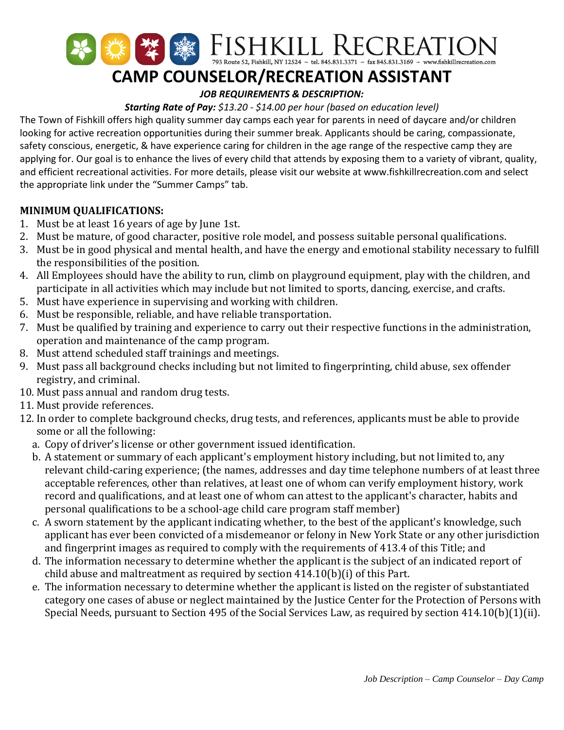# FISHKILL RECREATION

793 Route 52, Fishkill, NY 12524 ~ tel. 845.831.3371 ~ fax 845.831.3169 ~ www.fishkillrecreation.com

# CAMP COUNSELOR/RECREATION ASSISTANT

***JOB REQUIREMENTS & DESCRIPTION:***

***Starting Rate of Pay:*** *$13.20 - $14.00 per hour (based on education level)*

The Town of Fishkill offers high quality summer day camps each year for parents in need of daycare and/or children looking for active recreation opportunities during their summer break. Applicants should be caring, compassionate, safety conscious, energetic, & have experience caring for children in the age range of the respective camp they are applying for. Our goal is to enhance the lives of every child that attends by exposing them to a variety of vibrant, quality, and efficient recreational activities. For more details, please visit our website at www.fishkillrecreation.com and select the appropriate link under the "Summer Camps" tab.

**MINIMUM QUALIFICATIONS:**

1. Must be at least 16 years of age by June 1st.
2. Must be mature, of good character, positive role model, and possess suitable personal qualifications.
3. Must be in good physical and mental health, and have the energy and emotional stability necessary to fulfill the responsibilities of the position.
4. All Employees should have the ability to run, climb on playground equipment, play with the children, and participate in all activities which may include but not limited to sports, dancing, exercise, and crafts.
5. Must have experience in supervising and working with children.
6. Must be responsible, reliable, and have reliable transportation.
7. Must be qualified by training and experience to carry out their respective functions in the administration, operation and maintenance of the camp program.
8. Must attend scheduled staff trainings and meetings.
9. Must pass all background checks including but not limited to fingerprinting, child abuse, sex offender registry, and criminal.
10. Must pass annual and random drug tests.
11. Must provide references.
12. In order to complete background checks, drug tests, and references, applicants must be able to provide some or all the following:
    a. Copy of driver's license or other government issued identification.
    b. A statement or summary of each applicant's employment history including, but not limited to, any relevant child-caring experience; (the names, addresses and day time telephone numbers of at least three acceptable references, other than relatives, at least one of whom can verify employment history, work record and qualifications, and at least one of whom can attest to the applicant's character, habits and personal qualifications to be a school-age child care program staff member)
    c. A sworn statement by the applicant indicating whether, to the best of the applicant's knowledge, such applicant has ever been convicted of a misdemeanor or felony in New York State or any other jurisdiction and fingerprint images as required to comply with the requirements of 413.4 of this Title; and
    d. The information necessary to determine whether the applicant is the subject of an indicated report of child abuse and maltreatment as required by section 414.10(b)(i) of this Part.
    e. The information necessary to determine whether the applicant is listed on the register of substantiated category one cases of abuse or neglect maintained by the Justice Center for the Protection of Persons with Special Needs, pursuant to Section 495 of the Social Services Law, as required by section 414.10(b)(1)(ii).

*Job Description – Camp Counselor – Day Camp*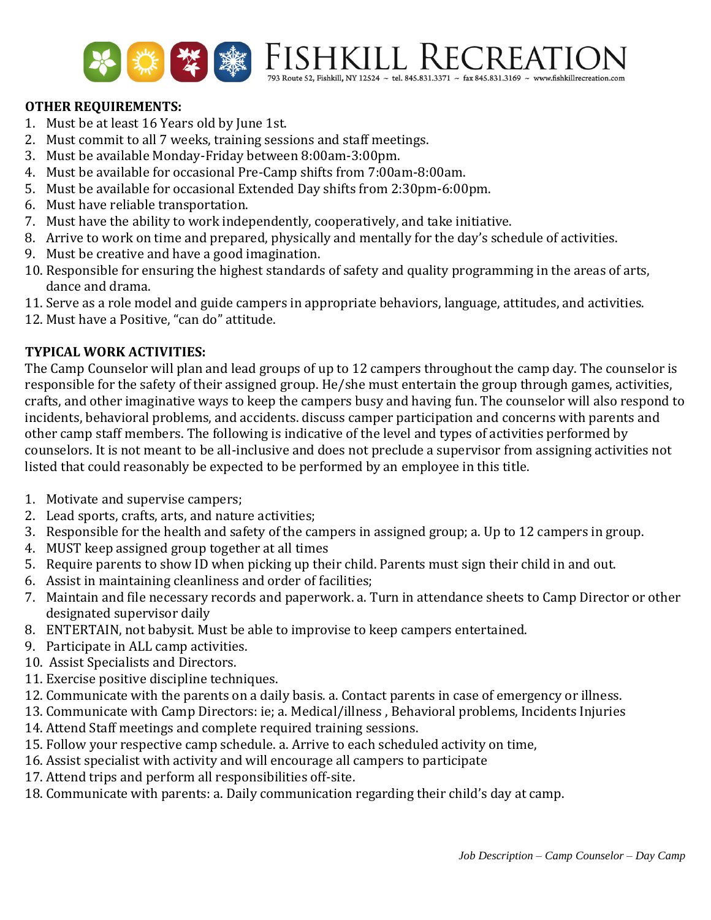**OTHER REQUIREMENTS:**

1. Must be at least 16 Years old by June 1st.
2. Must commit to all 7 weeks, training sessions and staff meetings.
3. Must be available Monday-Friday between 8:00am-3:00pm.
4. Must be available for occasional Pre-Camp shifts from 7:00am-8:00am.
5. Must be available for occasional Extended Day shifts from 2:30pm-6:00pm.
6. Must have reliable transportation.
7. Must have the ability to work independently, cooperatively, and take initiative.
8. Arrive to work on time and prepared, physically and mentally for the day's schedule of activities.
9. Must be creative and have a good imagination.
10. Responsible for ensuring the highest standards of safety and quality programming in the areas of arts, dance and drama.
11. Serve as a role model and guide campers in appropriate behaviors, language, attitudes, and activities.
12. Must have a Positive, "can do" attitude.

**TYPICAL WORK ACTIVITIES:**

The Camp Counselor will plan and lead groups of up to 12 campers throughout the camp day. The counselor is responsible for the safety of their assigned group. He/she must entertain the group through games, activities, crafts, and other imaginative ways to keep the campers busy and having fun. The counselor will also respond to incidents, behavioral problems, and accidents. discuss camper participation and concerns with parents and other camp staff members. The following is indicative of the level and types of activities performed by counselors. It is not meant to be all-inclusive and does not preclude a supervisor from assigning activities not listed that could reasonably be expected to be performed by an employee in this title.

1. Motivate and supervise campers;
2. Lead sports, crafts, arts, and nature activities;
3. Responsible for the health and safety of the campers in assigned group; a. Up to 12 campers in group.
4. MUST keep assigned group together at all times
5. Require parents to show ID when picking up their child. Parents must sign their child in and out.
6. Assist in maintaining cleanliness and order of facilities;
7. Maintain and file necessary records and paperwork. a. Turn in attendance sheets to Camp Director or other designated supervisor daily
8. ENTERTAIN, not babysit. Must be able to improvise to keep campers entertained.
9. Participate in ALL camp activities.
10. Assist Specialists and Directors.
11. Exercise positive discipline techniques.
12. Communicate with the parents on a daily basis. a. Contact parents in case of emergency or illness.
13. Communicate with Camp Directors: ie; a. Medical/illness , Behavioral problems, Incidents Injuries
14. Attend Staff meetings and complete required training sessions.
15. Follow your respective camp schedule. a. Arrive to each scheduled activity on time,
16. Assist specialist with activity and will encourage all campers to participate
17. Attend trips and perform all responsibilities off-site.
18. Communicate with parents: a. Daily communication regarding their child's day at camp.